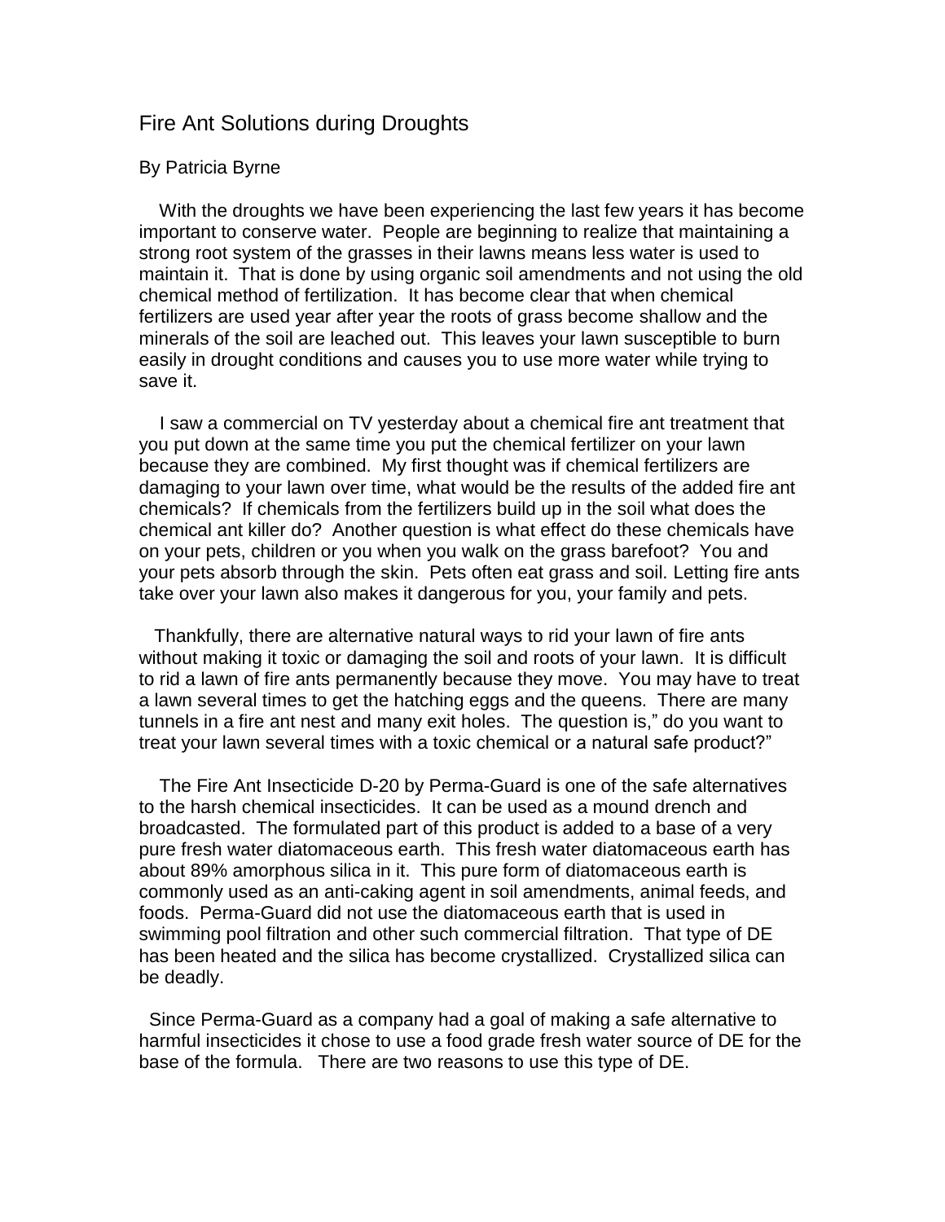# Fire Ant Solutions during Droughts

By Patricia Byrne

With the droughts we have been experiencing the last few years it has become important to conserve water. People are beginning to realize that maintaining a strong root system of the grasses in their lawns means less water is used to maintain it. That is done by using organic soil amendments and not using the old chemical method of fertilization. It has become clear that when chemical fertilizers are used year after year the roots of grass become shallow and the minerals of the soil are leached out. This leaves your lawn susceptible to burn easily in drought conditions and causes you to use more water while trying to save it.

I saw a commercial on TV yesterday about a chemical fire ant treatment that you put down at the same time you put the chemical fertilizer on your lawn because they are combined. My first thought was if chemical fertilizers are damaging to your lawn over time, what would be the results of the added fire ant chemicals? If chemicals from the fertilizers build up in the soil what does the chemical ant killer do? Another question is what effect do these chemicals have on your pets, children or you when you walk on the grass barefoot? You and your pets absorb through the skin. Pets often eat grass and soil. Letting fire ants take over your lawn also makes it dangerous for you, your family and pets.

Thankfully, there are alternative natural ways to rid your lawn of fire ants without making it toxic or damaging the soil and roots of your lawn. It is difficult to rid a lawn of fire ants permanently because they move. You may have to treat a lawn several times to get the hatching eggs and the queens. There are many tunnels in a fire ant nest and many exit holes. The question is," do you want to treat your lawn several times with a toxic chemical or a natural safe product?"

The Fire Ant Insecticide D-20 by Perma-Guard is one of the safe alternatives to the harsh chemical insecticides. It can be used as a mound drench and broadcasted. The formulated part of this product is added to a base of a very pure fresh water diatomaceous earth. This fresh water diatomaceous earth has about 89% amorphous silica in it. This pure form of diatomaceous earth is commonly used as an anti-caking agent in soil amendments, animal feeds, and foods. Perma-Guard did not use the diatomaceous earth that is used in swimming pool filtration and other such commercial filtration. That type of DE has been heated and the silica has become crystallized. Crystallized silica can be deadly.

Since Perma-Guard as a company had a goal of making a safe alternative to harmful insecticides it chose to use a food grade fresh water source of DE for the base of the formula. There are two reasons to use this type of DE.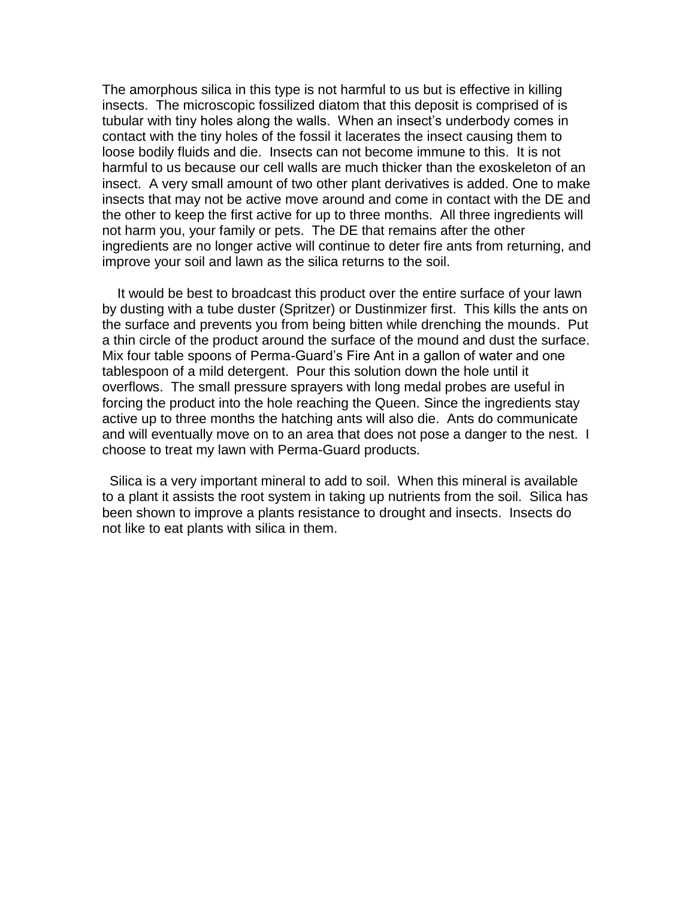The amorphous silica in this type is not harmful to us but is effective in killing insects. The microscopic fossilized diatom that this deposit is comprised of is tubular with tiny holes along the walls. When an insect's underbody comes in contact with the tiny holes of the fossil it lacerates the insect causing them to loose bodily fluids and die. Insects can not become immune to this. It is not harmful to us because our cell walls are much thicker than the exoskeleton of an insect. A very small amount of two other plant derivatives is added. One to make insects that may not be active move around and come in contact with the DE and the other to keep the first active for up to three months. All three ingredients will not harm you, your family or pets. The DE that remains after the other ingredients are no longer active will continue to deter fire ants from returning, and improve your soil and lawn as the silica returns to the soil.

It would be best to broadcast this product over the entire surface of your lawn by dusting with a tube duster (Spritzer) or Dustinmizer first. This kills the ants on the surface and prevents you from being bitten while drenching the mounds. Put a thin circle of the product around the surface of the mound and dust the surface. Mix four table spoons of Perma-Guard's Fire Ant in a gallon of water and one tablespoon of a mild detergent. Pour this solution down the hole until it overflows. The small pressure sprayers with long medal probes are useful in forcing the product into the hole reaching the Queen. Since the ingredients stay active up to three months the hatching ants will also die. Ants do communicate and will eventually move on to an area that does not pose a danger to the nest. I choose to treat my lawn with Perma-Guard products.

Silica is a very important mineral to add to soil. When this mineral is available to a plant it assists the root system in taking up nutrients from the soil. Silica has been shown to improve a plants resistance to drought and insects. Insects do not like to eat plants with silica in them.